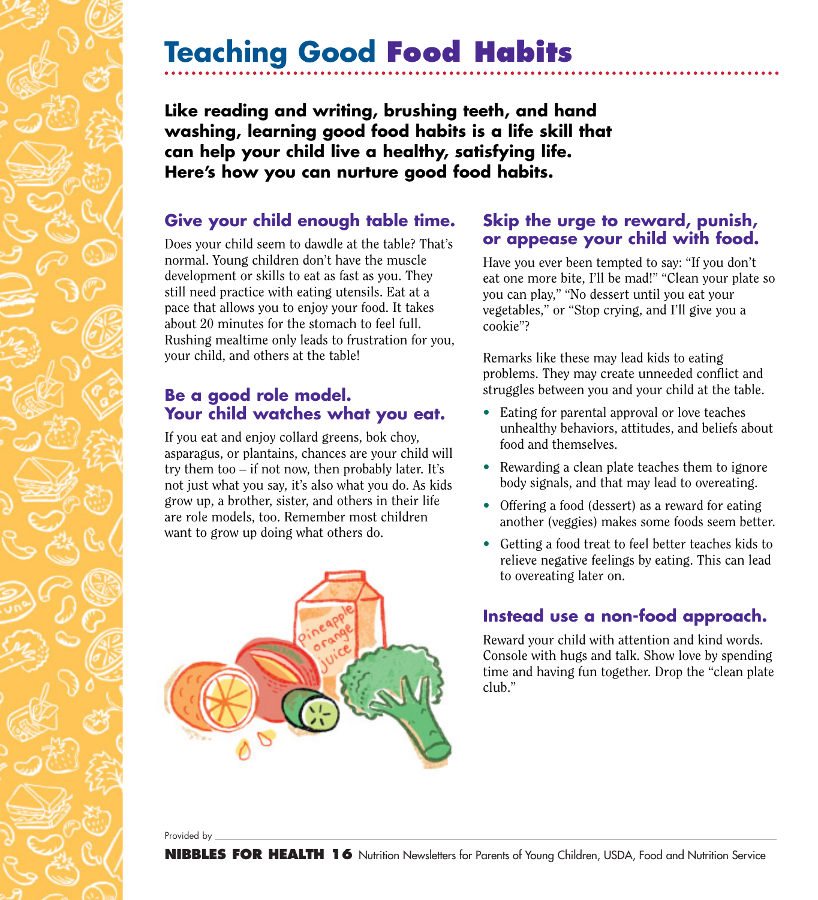# Teaching Good Food Habits

**Like reading and writing, brushing teeth, and hand washing, learning good food habits is a life skill that can help your child live a healthy, satisfying life. Here's how you can nurture good food habits.**

## Give your child enough table time.

Does your child seem to dawdle at the table? That's normal. Young children don't have the muscle development or skills to eat as fast as you. They still need practice with eating utensils. Eat at a pace that allows you to enjoy your food. It takes about 20 minutes for the stomach to feel full. Rushing mealtime only leads to frustration for you, your child, and others at the table!

## Be a good role model. Your child watches what you eat.

If you eat and enjoy collard greens, bok choy, asparagus, or plantains, chances are your child will try them too – if not now, then probably later. It's not just what you say, it's also what you do. As kids grow up, a brother, sister, and others in their life are role models, too. Remember most children want to grow up doing what others do.

## Skip the urge to reward, punish, or appease your child with food.

Have you ever been tempted to say: "If you don't eat one more bite, I'll be mad!" "Clean your plate so you can play," "No dessert until you eat your vegetables," or "Stop crying, and I'll give you a cookie"?

Remarks like these may lead kids to eating problems. They may create unneeded conflict and struggles between you and your child at the table.

- Eating for parental approval or love teaches unhealthy behaviors, attitudes, and beliefs about food and themselves.
- Rewarding a clean plate teaches them to ignore body signals, and that may lead to overeating.
- Offering a food (dessert) as a reward for eating another (veggies) makes some foods seem better.
- Getting a food treat to feel better teaches kids to relieve negative feelings by eating. This can lead to overeating later on.

## Instead use a non-food approach.

Reward your child with attention and kind words. Console with hugs and talk. Show love by spending time and having fun together. Drop the "clean plate club."

Provided by \_\_\_\_\_\_\_\_\_\_\_\_\_\_\_\_\_\_\_\_

**NIBBLES FOR HEALTH 16** Nutrition Newsletters for Parents of Young Children, USDA, Food and Nutrition Service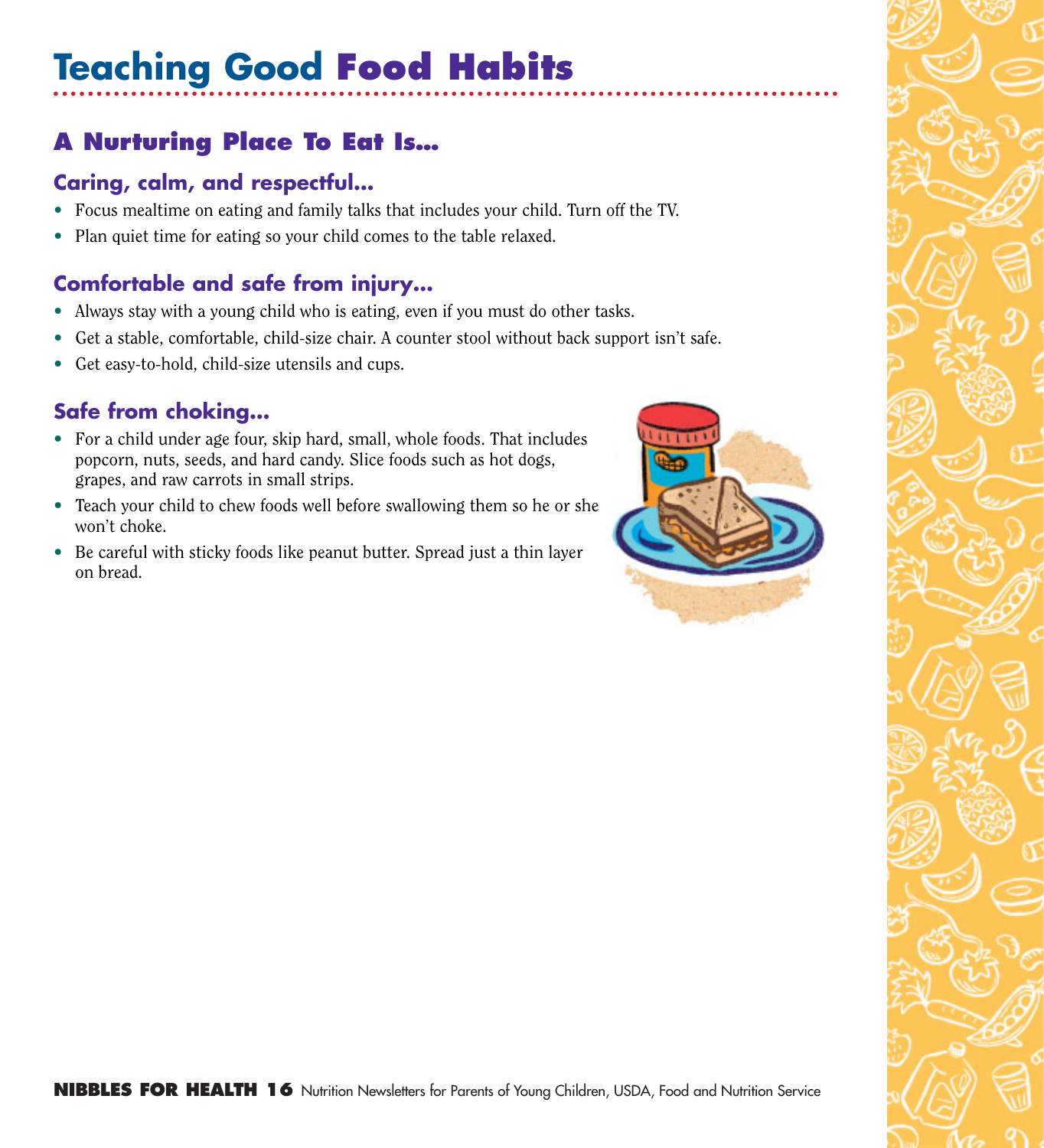# Teaching Good Food Habits

## A Nurturing Place To Eat Is...

### Caring, calm, and respectful...

- Focus mealtime on eating and family talks that includes your child. Turn off the TV.
- Plan quiet time for eating so your child comes to the table relaxed.

### Comfortable and safe from injury...

- Always stay with a young child who is eating, even if you must do other tasks.
- Get a stable, comfortable, child-size chair. A counter stool without back support isn't safe.
- Get easy-to-hold, child-size utensils and cups.

### Safe from choking...

- For a child under age four, skip hard, small, whole foods. That includes popcorn, nuts, seeds, and hard candy. Slice foods such as hot dogs, grapes, and raw carrots in small strips.
- Teach your child to chew foods well before swallowing them so he or she won't choke.
- Be careful with sticky foods like peanut butter. Spread just a thin layer on bread.